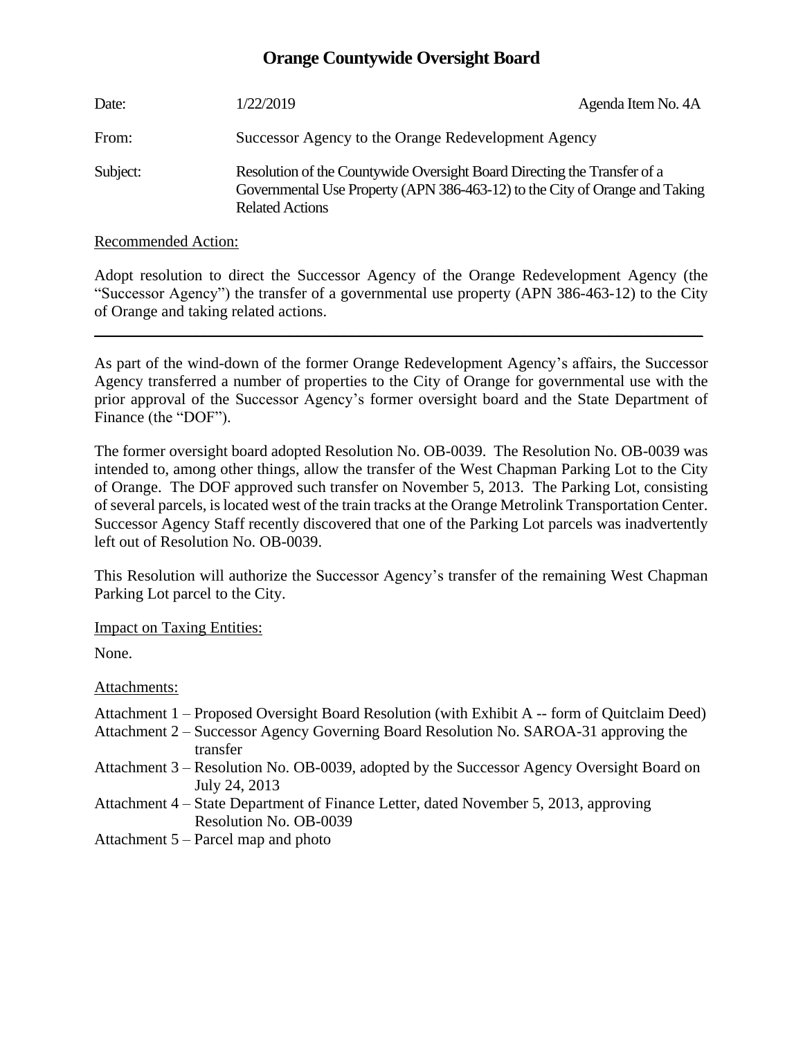# Orange Countywide Oversight Board

| | | |
|---|---|---|
| Date: | 1/22/2019 | Agenda Item No. 4A |
| From: | Successor Agency to the Orange Redevelopment Agency | |
| Subject: | Resolution of the Countywide Oversight Board Directing the Transfer of a Governmental Use Property (APN 386-463-12) to the City of Orange and Taking Related Actions | |

Recommended Action:

Adopt resolution to direct the Successor Agency of the Orange Redevelopment Agency (the "Successor Agency") the transfer of a governmental use property (APN 386-463-12) to the City of Orange and taking related actions.

---

As part of the wind-down of the former Orange Redevelopment Agency's affairs, the Successor Agency transferred a number of properties to the City of Orange for governmental use with the prior approval of the Successor Agency's former oversight board and the State Department of Finance (the "DOF").

The former oversight board adopted Resolution No. OB-0039. The Resolution No. OB-0039 was intended to, among other things, allow the transfer of the West Chapman Parking Lot to the City of Orange. The DOF approved such transfer on November 5, 2013. The Parking Lot, consisting of several parcels, is located west of the train tracks at the Orange Metrolink Transportation Center. Successor Agency Staff recently discovered that one of the Parking Lot parcels was inadvertently left out of Resolution No. OB-0039.

This Resolution will authorize the Successor Agency's transfer of the remaining West Chapman Parking Lot parcel to the City.

Impact on Taxing Entities:

None.

Attachments:

Attachment 1 – Proposed Oversight Board Resolution (with Exhibit A -- form of Quitclaim Deed)
Attachment 2 – Successor Agency Governing Board Resolution No. SAROA-31 approving the transfer
Attachment 3 – Resolution No. OB-0039, adopted by the Successor Agency Oversight Board on July 24, 2013
Attachment 4 – State Department of Finance Letter, dated November 5, 2013, approving Resolution No. OB-0039
Attachment 5 – Parcel map and photo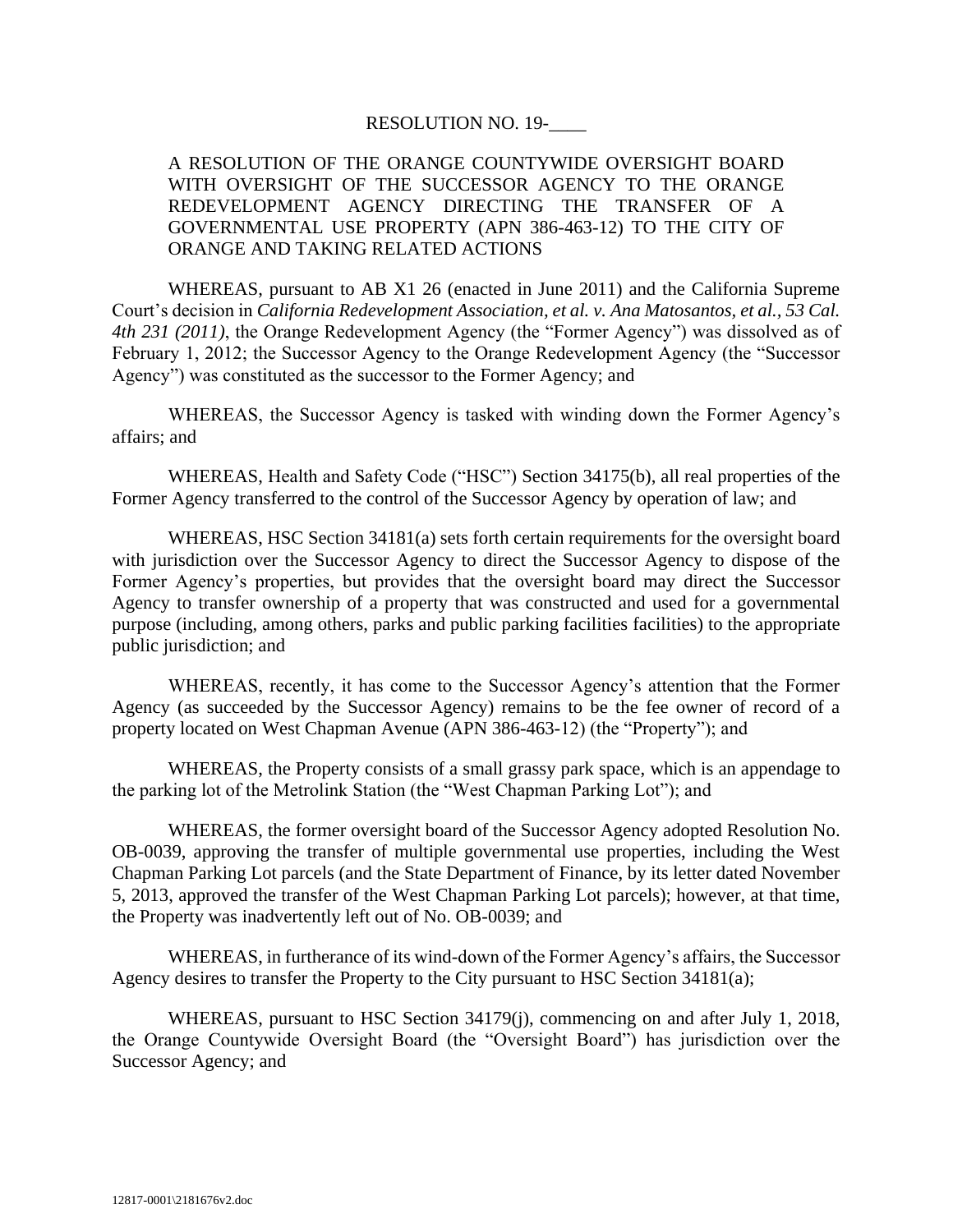RESOLUTION NO. 19-____

A RESOLUTION OF THE ORANGE COUNTYWIDE OVERSIGHT BOARD WITH OVERSIGHT OF THE SUCCESSOR AGENCY TO THE ORANGE REDEVELOPMENT AGENCY DIRECTING THE TRANSFER OF A GOVERNMENTAL USE PROPERTY (APN 386-463-12) TO THE CITY OF ORANGE AND TAKING RELATED ACTIONS

WHEREAS, pursuant to AB X1 26 (enacted in June 2011) and the California Supreme Court's decision in *California Redevelopment Association, et al. v. Ana Matosantos, et al., 53 Cal. 4th 231 (2011)*, the Orange Redevelopment Agency (the "Former Agency") was dissolved as of February 1, 2012; the Successor Agency to the Orange Redevelopment Agency (the "Successor Agency") was constituted as the successor to the Former Agency; and

WHEREAS, the Successor Agency is tasked with winding down the Former Agency's affairs; and

WHEREAS, Health and Safety Code ("HSC") Section 34175(b), all real properties of the Former Agency transferred to the control of the Successor Agency by operation of law; and

WHEREAS, HSC Section 34181(a) sets forth certain requirements for the oversight board with jurisdiction over the Successor Agency to direct the Successor Agency to dispose of the Former Agency's properties, but provides that the oversight board may direct the Successor Agency to transfer ownership of a property that was constructed and used for a governmental purpose (including, among others, parks and public parking facilities facilities) to the appropriate public jurisdiction; and

WHEREAS, recently, it has come to the Successor Agency's attention that the Former Agency (as succeeded by the Successor Agency) remains to be the fee owner of record of a property located on West Chapman Avenue (APN 386-463-12) (the "Property"); and

WHEREAS, the Property consists of a small grassy park space, which is an appendage to the parking lot of the Metrolink Station (the "West Chapman Parking Lot"); and

WHEREAS, the former oversight board of the Successor Agency adopted Resolution No. OB-0039, approving the transfer of multiple governmental use properties, including the West Chapman Parking Lot parcels (and the State Department of Finance, by its letter dated November 5, 2013, approved the transfer of the West Chapman Parking Lot parcels); however, at that time, the Property was inadvertently left out of No. OB-0039; and

WHEREAS, in furtherance of its wind-down of the Former Agency's affairs, the Successor Agency desires to transfer the Property to the City pursuant to HSC Section 34181(a);

WHEREAS, pursuant to HSC Section 34179(j), commencing on and after July 1, 2018, the Orange Countywide Oversight Board (the "Oversight Board") has jurisdiction over the Successor Agency; and

12817-0001\2181676v2.doc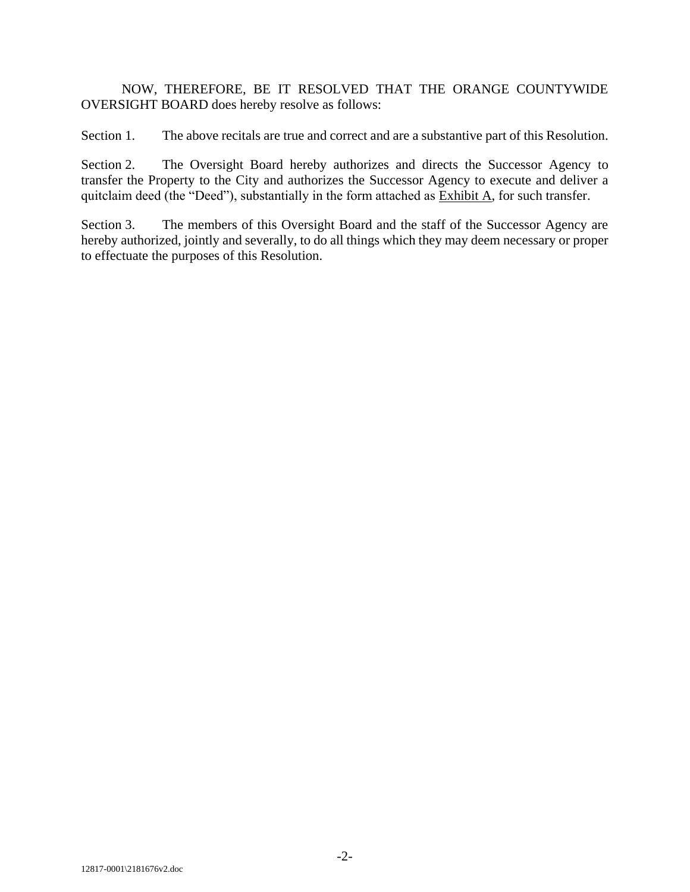NOW, THEREFORE, BE IT RESOLVED THAT THE ORANGE COUNTYWIDE OVERSIGHT BOARD does hereby resolve as follows:

Section 1. The above recitals are true and correct and are a substantive part of this Resolution.

Section 2. The Oversight Board hereby authorizes and directs the Successor Agency to transfer the Property to the City and authorizes the Successor Agency to execute and deliver a quitclaim deed (the "Deed"), substantially in the form attached as Exhibit A, for such transfer.

Section 3. The members of this Oversight Board and the staff of the Successor Agency are hereby authorized, jointly and severally, to do all things which they may deem necessary or proper to effectuate the purposes of this Resolution.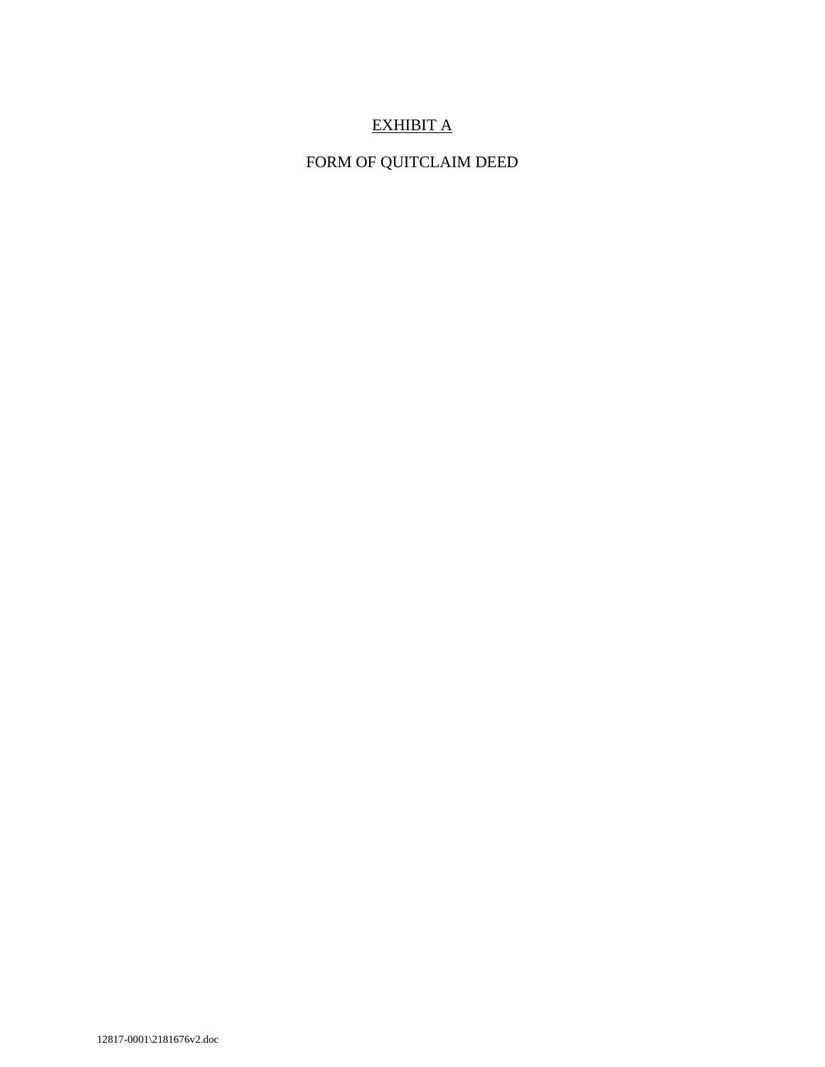# EXHIBIT A

FORM OF QUITCLAIM DEED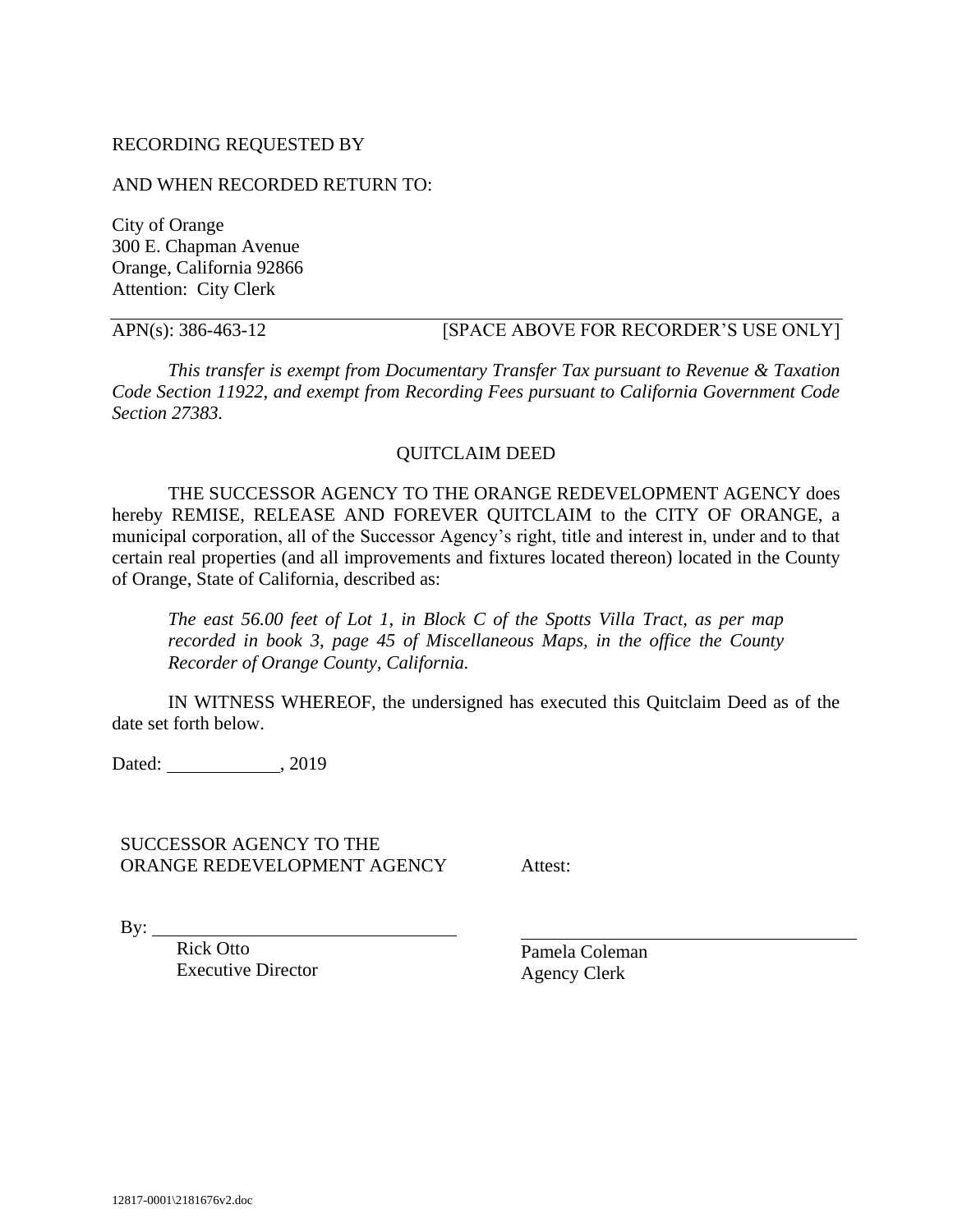RECORDING REQUESTED BY

AND WHEN RECORDED RETURN TO:

City of Orange
300 E. Chapman Avenue
Orange, California 92866
Attention: City Clerk

APN(s): 386-463-12 [SPACE ABOVE FOR RECORDER'S USE ONLY]

*This transfer is exempt from Documentary Transfer Tax pursuant to Revenue & Taxation Code Section 11922, and exempt from Recording Fees pursuant to California Government Code Section 27383.*

QUITCLAIM DEED

THE SUCCESSOR AGENCY TO THE ORANGE REDEVELOPMENT AGENCY does hereby REMISE, RELEASE AND FOREVER QUITCLAIM to the CITY OF ORANGE, a municipal corporation, all of the Successor Agency's right, title and interest in, under and to that certain real properties (and all improvements and fixtures located thereon) located in the County of Orange, State of California, described as:

> *The east 56.00 feet of Lot 1, in Block C of the Spotts Villa Tract, as per map recorded in book 3, page 45 of Miscellaneous Maps, in the office the County Recorder of Orange County, California.*

IN WITNESS WHEREOF, the undersigned has executed this Quitclaim Deed as of the date set forth below.

Dated: ____________, 2019

SUCCESSOR AGENCY TO THE ORANGE REDEVELOPMENT AGENCY

By: ________________________________
Rick Otto
Executive Director

Attest:

________________________________
Pamela Coleman
Agency Clerk

12817-0001\2181676v2.doc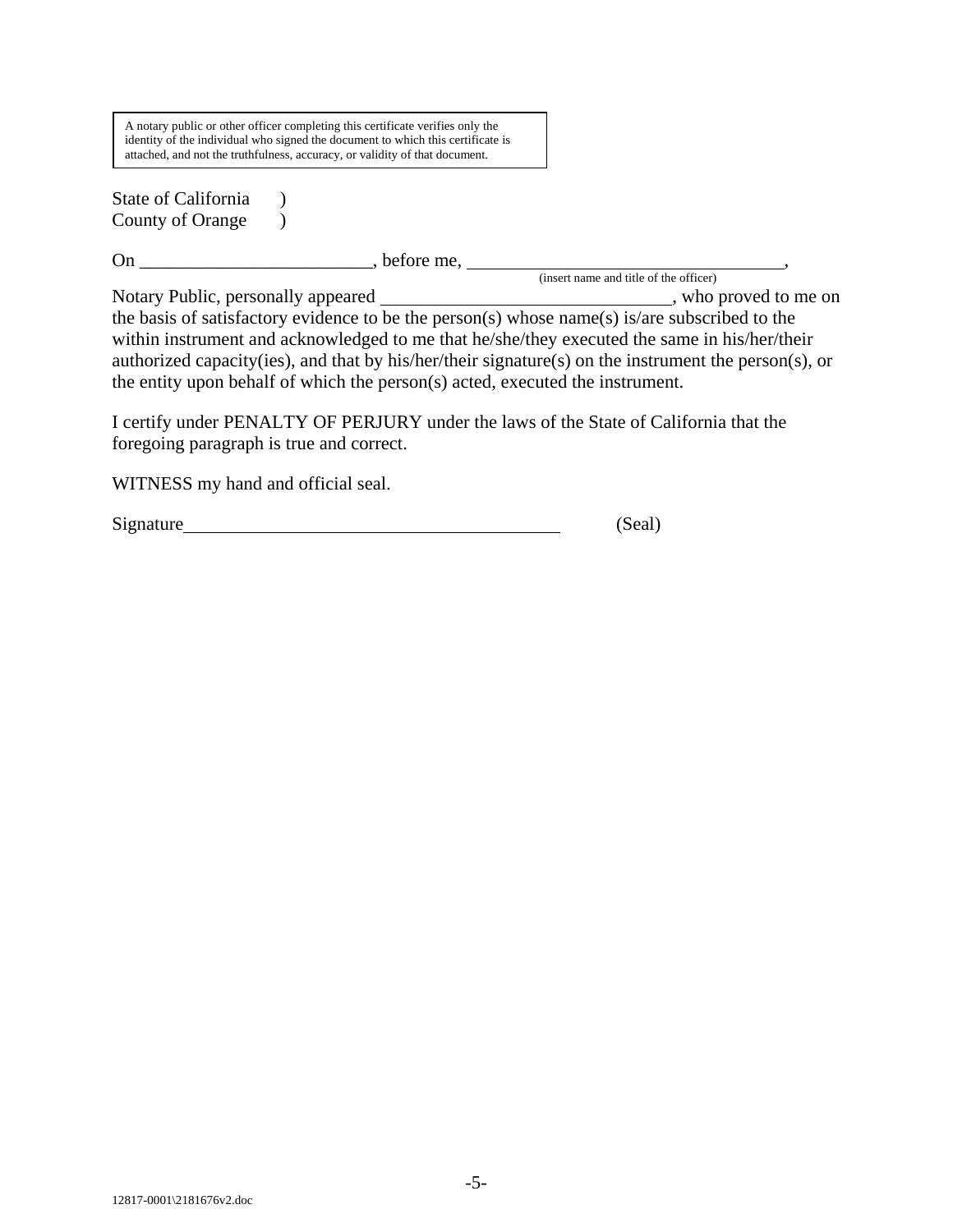> A notary public or other officer completing this certificate verifies only the identity of the individual who signed the document to which this certificate is attached, and not the truthfulness, accuracy, or validity of that document.

State of California )
County of Orange )

On _________________________, before me, ___________________________________,
(insert name and title of the officer)

Notary Public, personally appeared ______________________________, who proved to me on the basis of satisfactory evidence to be the person(s) whose name(s) is/are subscribed to the within instrument and acknowledged to me that he/she/they executed the same in his/her/their authorized capacity(ies), and that by his/her/their signature(s) on the instrument the person(s), or the entity upon behalf of which the person(s) acted, executed the instrument.

I certify under PENALTY OF PERJURY under the laws of the State of California that the foregoing paragraph is true and correct.

WITNESS my hand and official seal.

Signature_________________________________________ (Seal)

12817-0001\2181676v2.doc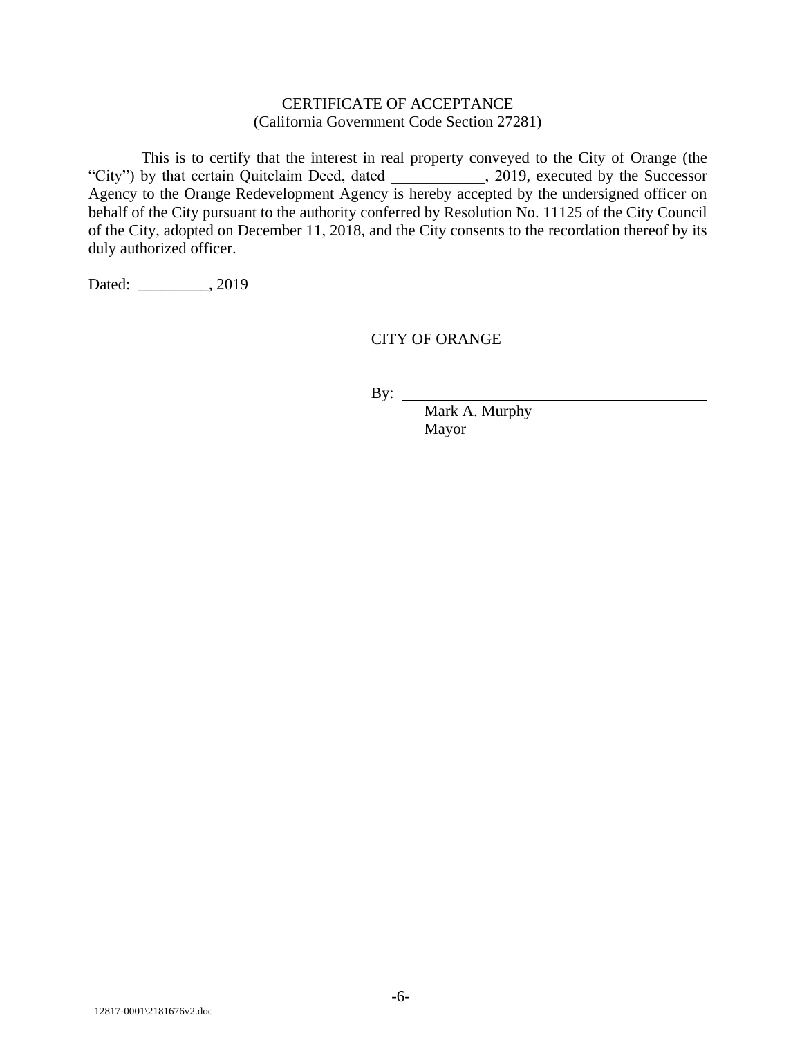CERTIFICATE OF ACCEPTANCE
(California Government Code Section 27281)

This is to certify that the interest in real property conveyed to the City of Orange (the "City") by that certain Quitclaim Deed, dated ____________, 2019, executed by the Successor Agency to the Orange Redevelopment Agency is hereby accepted by the undersigned officer on behalf of the City pursuant to the authority conferred by Resolution No. 11125 of the City Council of the City, adopted on December 11, 2018, and the City consents to the recordation thereof by its duly authorized officer.

Dated: _________, 2019

CITY OF ORANGE

By: ________________________________________
Mark A. Murphy
Mayor

12817-0001\2181676v2.doc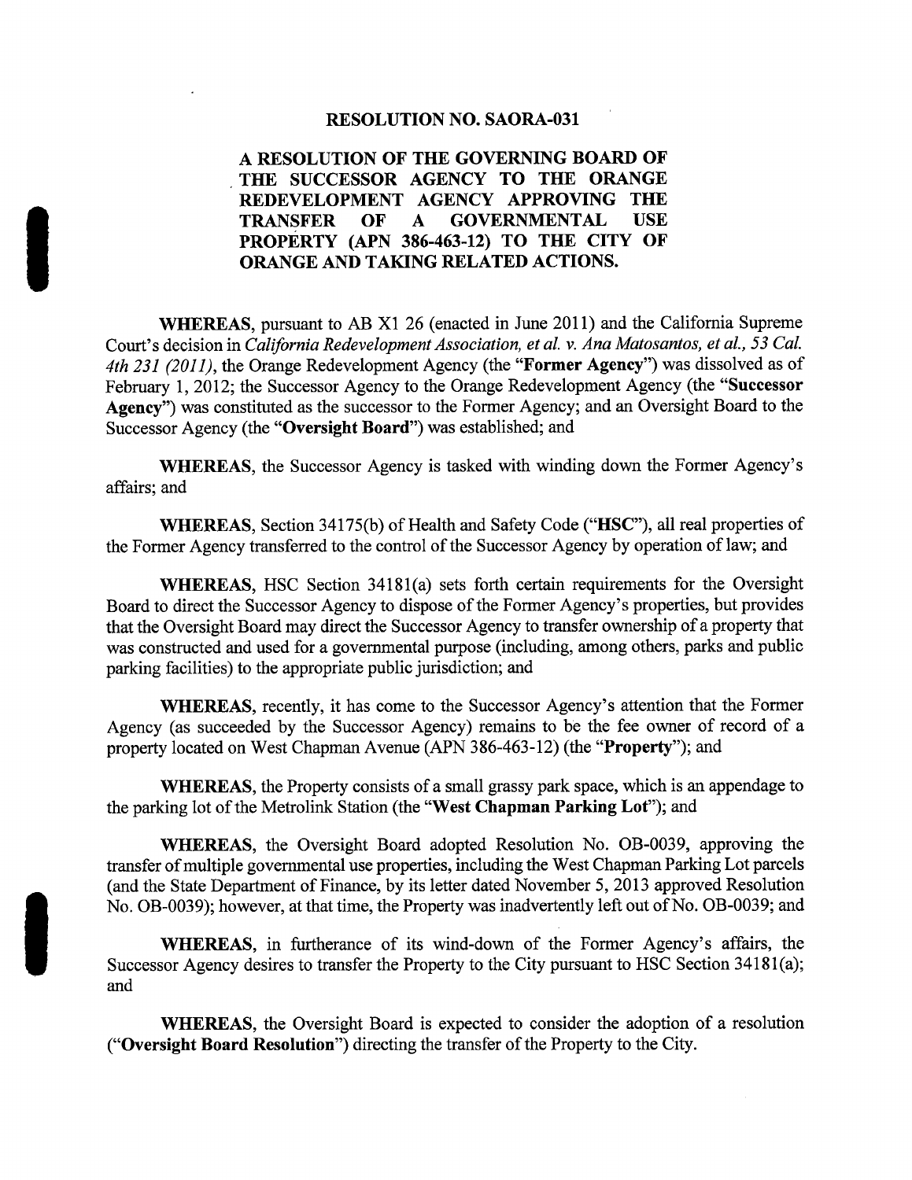# RESOLUTION NO. SAORA-031

## A RESOLUTION OF THE GOVERNING BOARD OF THE SUCCESSOR AGENCY TO THE ORANGE REDEVELOPMENT AGENCY APPROVING THE TRANSFER OF A GOVERNMENTAL USE PROPERTY (APN 386-463-12) TO THE CITY OF ORANGE AND TAKING RELATED ACTIONS.

**WHEREAS**, pursuant to AB X1 26 (enacted in June 2011) and the California Supreme Court's decision in *California Redevelopment Association, et al. v. Ana Matosantos, et al., 53 Cal. 4th 231 (2011)*, the Orange Redevelopment Agency (the "**Former Agency**") was dissolved as of February 1, 2012; the Successor Agency to the Orange Redevelopment Agency (the "**Successor Agency**") was constituted as the successor to the Former Agency; and an Oversight Board to the Successor Agency (the "**Oversight Board**") was established; and

**WHEREAS**, the Successor Agency is tasked with winding down the Former Agency's affairs; and

**WHEREAS**, Section 34175(b) of Health and Safety Code ("**HSC**"), all real properties of the Former Agency transferred to the control of the Successor Agency by operation of law; and

**WHEREAS**, HSC Section 34181(a) sets forth certain requirements for the Oversight Board to direct the Successor Agency to dispose of the Former Agency's properties, but provides that the Oversight Board may direct the Successor Agency to transfer ownership of a property that was constructed and used for a governmental purpose (including, among others, parks and public parking facilities) to the appropriate public jurisdiction; and

**WHEREAS**, recently, it has come to the Successor Agency's attention that the Former Agency (as succeeded by the Successor Agency) remains to be the fee owner of record of a property located on West Chapman Avenue (APN 386-463-12) (the "**Property**"); and

**WHEREAS**, the Property consists of a small grassy park space, which is an appendage to the parking lot of the Metrolink Station (the "**West Chapman Parking Lot**"); and

**WHEREAS**, the Oversight Board adopted Resolution No. OB-0039, approving the transfer of multiple governmental use properties, including the West Chapman Parking Lot parcels (and the State Department of Finance, by its letter dated November 5, 2013 approved Resolution No. OB-0039); however, at that time, the Property was inadvertently left out of No. OB-0039; and

**WHEREAS**, in furtherance of its wind-down of the Former Agency's affairs, the Successor Agency desires to transfer the Property to the City pursuant to HSC Section 34181(a); and

**WHEREAS**, the Oversight Board is expected to consider the adoption of a resolution ("**Oversight Board Resolution**") directing the transfer of the Property to the City.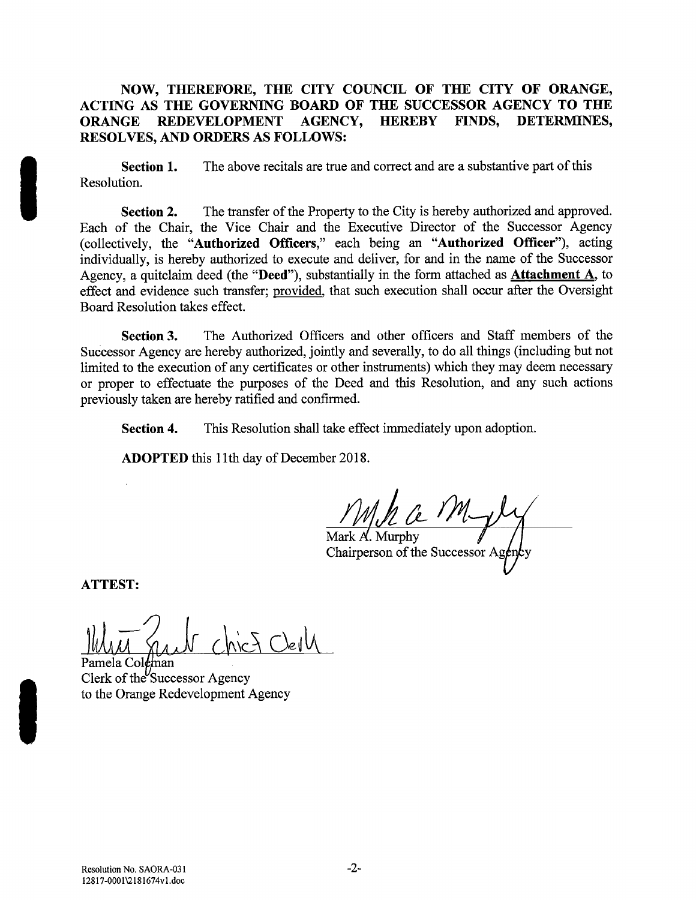**NOW, THEREFORE, THE CITY COUNCIL OF THE CITY OF ORANGE, ACTING AS THE GOVERNING BOARD OF THE SUCCESSOR AGENCY TO THE ORANGE REDEVELOPMENT AGENCY, HEREBY FINDS, DETERMINES, RESOLVES, AND ORDERS AS FOLLOWS:**

**Section 1.** The above recitals are true and correct and are a substantive part of this Resolution.

**Section 2.** The transfer of the Property to the City is hereby authorized and approved. Each of the Chair, the Vice Chair and the Executive Director of the Successor Agency (collectively, the "**Authorized Officers**," each being an "**Authorized Officer**"), acting individually, is hereby authorized to execute and deliver, for and in the name of the Successor Agency, a quitclaim deed (the "**Deed**"), substantially in the form attached as **Attachment A**, to effect and evidence such transfer; provided, that such execution shall occur after the Oversight Board Resolution takes effect.

**Section 3.** The Authorized Officers and other officers and Staff members of the Successor Agency are hereby authorized, jointly and severally, to do all things (including but not limited to the execution of any certificates or other instruments) which they may deem necessary or proper to effectuate the purposes of the Deed and this Resolution, and any such actions previously taken are hereby ratified and confirmed.

**Section 4.** This Resolution shall take effect immediately upon adoption.

**ADOPTED** this 11th day of December 2018.

Mark A. Murphy
Chairperson of the Successor Agency

**ATTEST:**

Chief Clerk

Pamela Coleman
Clerk of the Successor Agency
to the Orange Redevelopment Agency

Resolution No. SAORA-031
12817-0001\2181674v1.doc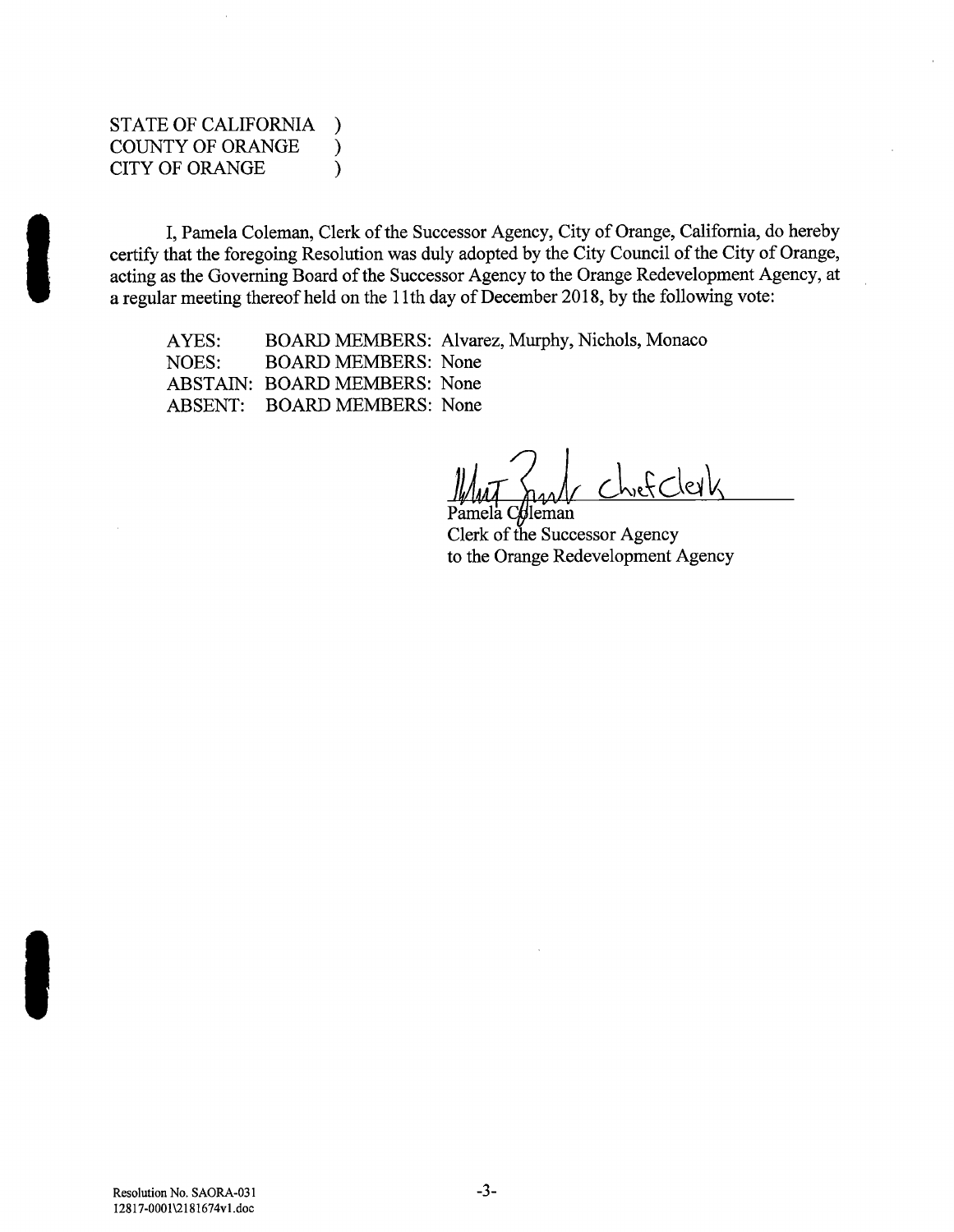STATE OF CALIFORNIA )
COUNTY OF ORANGE )
CITY OF ORANGE )

I, Pamela Coleman, Clerk of the Successor Agency, City of Orange, California, do hereby certify that the foregoing Resolution was duly adopted by the City Council of the City of Orange, acting as the Governing Board of the Successor Agency to the Orange Redevelopment Agency, at a regular meeting thereof held on the 11th day of December 2018, by the following vote:

AYES: BOARD MEMBERS: Alvarez, Murphy, Nichols, Monaco
NOES: BOARD MEMBERS: None
ABSTAIN: BOARD MEMBERS: None
ABSENT: BOARD MEMBERS: None

Chief Clerk

Pamela Coleman
Clerk of the Successor Agency
to the Orange Redevelopment Agency

Resolution No. SAORA-031
12817-0001\2181674v1.doc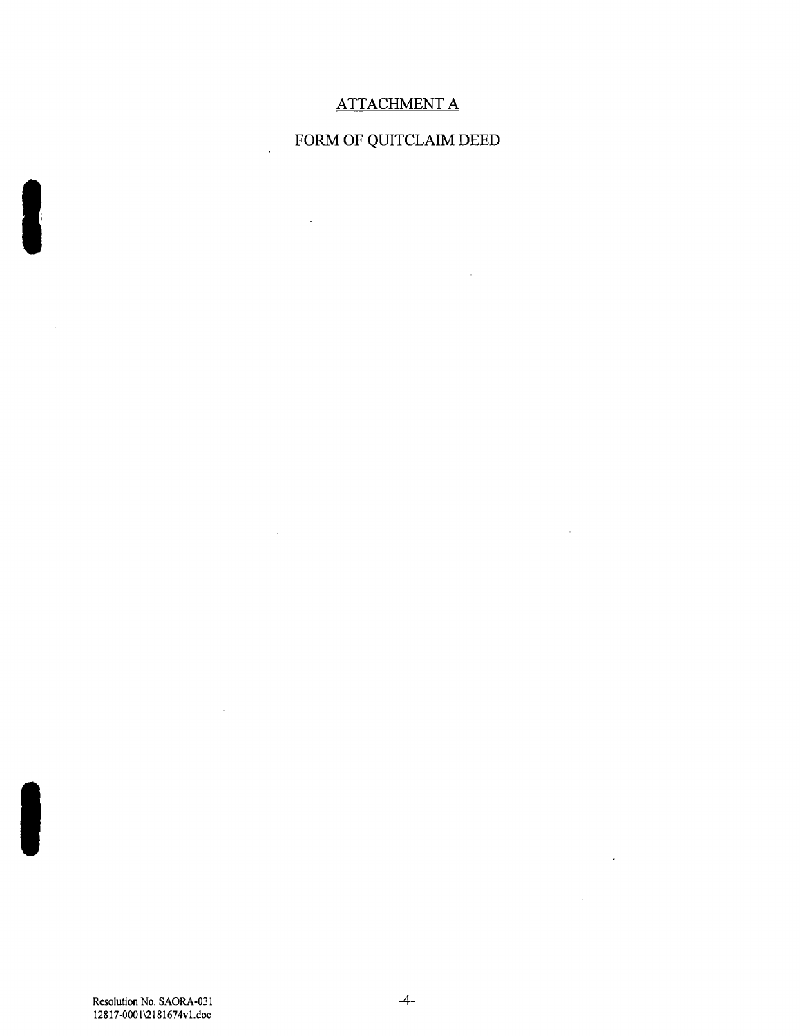## ATTACHMENT A

## FORM OF QUITCLAIM DEED

Resolution No. SAORA-031
12817-0001\2181674v1.doc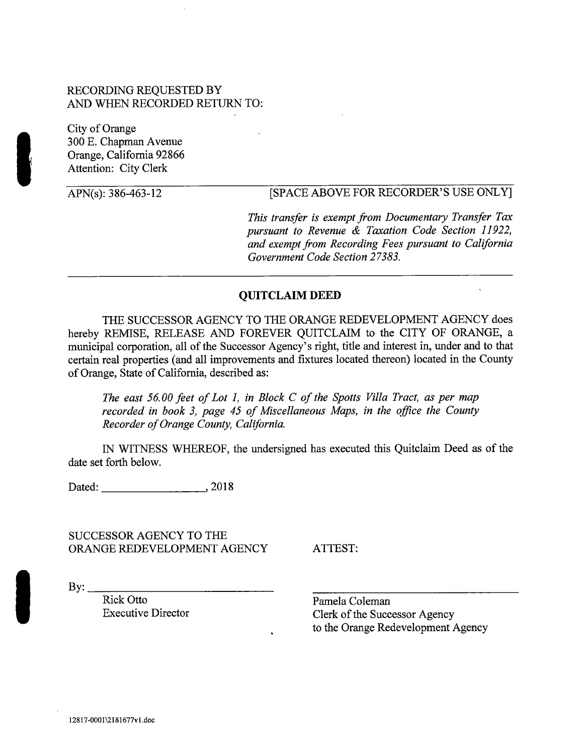RECORDING REQUESTED BY
AND WHEN RECORDED RETURN TO:

City of Orange
300 E. Chapman Avenue
Orange, California 92866
Attention: City Clerk

APN(s): 386-463-12 [SPACE ABOVE FOR RECORDER'S USE ONLY]

*This transfer is exempt from Documentary Transfer Tax pursuant to Revenue & Taxation Code Section 11922, and exempt from Recording Fees pursuant to California Government Code Section 27383.*

## QUITCLAIM DEED

THE SUCCESSOR AGENCY TO THE ORANGE REDEVELOPMENT AGENCY does hereby REMISE, RELEASE AND FOREVER QUITCLAIM to the CITY OF ORANGE, a municipal corporation, all of the Successor Agency's right, title and interest in, under and to that certain real properties (and all improvements and fixtures located thereon) located in the County of Orange, State of California, described as:

*The east 56.00 feet of Lot 1, in Block C of the Spotts Villa Tract, as per map recorded in book 3, page 45 of Miscellaneous Maps, in the office the County Recorder of Orange County, California.*

IN WITNESS WHEREOF, the undersigned has executed this Quitclaim Deed as of the date set forth below.

Dated: ________________, 2018

SUCCESSOR AGENCY TO THE
ORANGE REDEVELOPMENT AGENCY

By: ______________________________
Rick Otto
Executive Director

ATTEST:

______________________________
Pamela Coleman
Clerk of the Successor Agency
to the Orange Redevelopment Agency

12817-0001\2181677v1.doc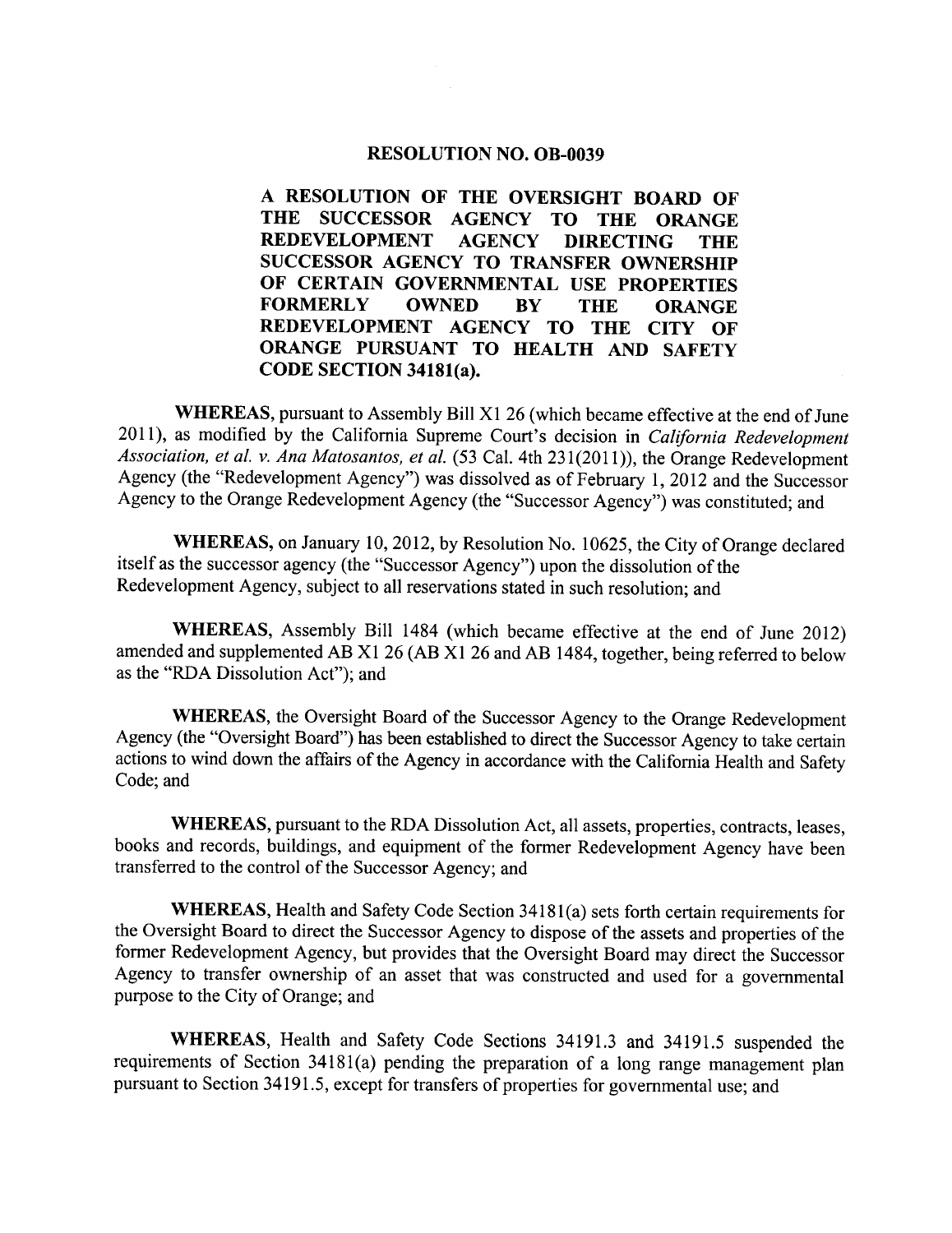# RESOLUTION NO. OB-0039

**A RESOLUTION OF THE OVERSIGHT BOARD OF THE SUCCESSOR AGENCY TO THE ORANGE REDEVELOPMENT AGENCY DIRECTING THE SUCCESSOR AGENCY TO TRANSFER OWNERSHIP OF CERTAIN GOVERNMENTAL USE PROPERTIES FORMERLY OWNED BY THE ORANGE REDEVELOPMENT AGENCY TO THE CITY OF ORANGE PURSUANT TO HEALTH AND SAFETY CODE SECTION 34181(a).**

**WHEREAS,** pursuant to Assembly Bill X1 26 (which became effective at the end of June 2011), as modified by the California Supreme Court's decision in *California Redevelopment Association, et al. v. Ana Matosantos, et al.* (53 Cal. 4th 231(2011)), the Orange Redevelopment Agency (the "Redevelopment Agency") was dissolved as of February 1, 2012 and the Successor Agency to the Orange Redevelopment Agency (the "Successor Agency") was constituted; and

**WHEREAS,** on January 10, 2012, by Resolution No. 10625, the City of Orange declared itself as the successor agency (the "Successor Agency") upon the dissolution of the Redevelopment Agency, subject to all reservations stated in such resolution; and

**WHEREAS,** Assembly Bill 1484 (which became effective at the end of June 2012) amended and supplemented AB X1 26 (AB X1 26 and AB 1484, together, being referred to below as the "RDA Dissolution Act"); and

**WHEREAS,** the Oversight Board of the Successor Agency to the Orange Redevelopment Agency (the "Oversight Board") has been established to direct the Successor Agency to take certain actions to wind down the affairs of the Agency in accordance with the California Health and Safety Code; and

**WHEREAS,** pursuant to the RDA Dissolution Act, all assets, properties, contracts, leases, books and records, buildings, and equipment of the former Redevelopment Agency have been transferred to the control of the Successor Agency; and

**WHEREAS,** Health and Safety Code Section 34181(a) sets forth certain requirements for the Oversight Board to direct the Successor Agency to dispose of the assets and properties of the former Redevelopment Agency, but provides that the Oversight Board may direct the Successor Agency to transfer ownership of an asset that was constructed and used for a governmental purpose to the City of Orange; and

**WHEREAS,** Health and Safety Code Sections 34191.3 and 34191.5 suspended the requirements of Section 34181(a) pending the preparation of a long range management plan pursuant to Section 34191.5, except for transfers of properties for governmental use; and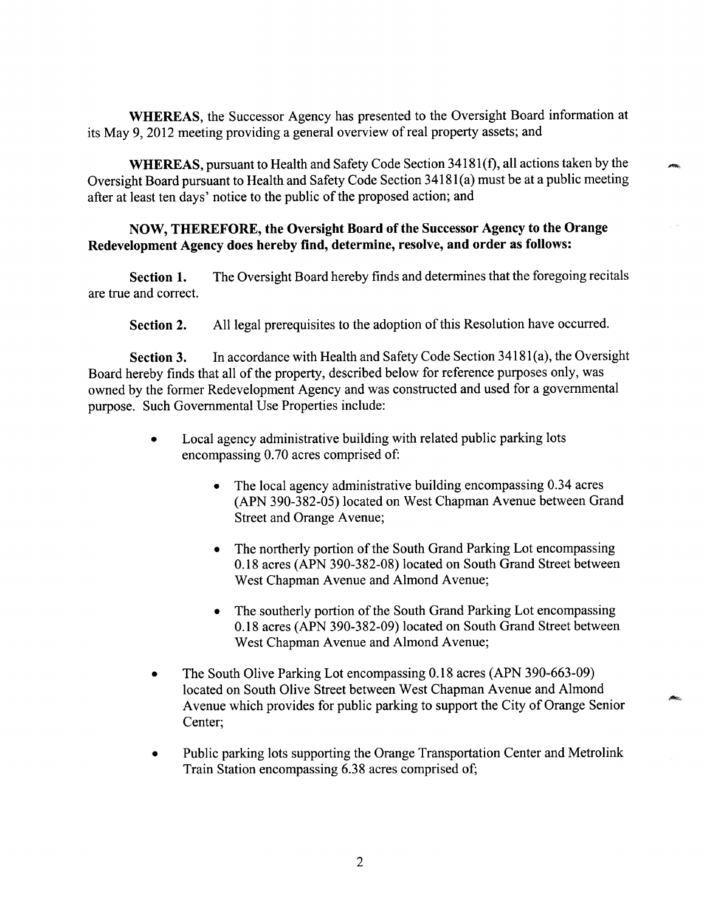**WHEREAS**, the Successor Agency has presented to the Oversight Board information at its May 9, 2012 meeting providing a general overview of real property assets; and

**WHEREAS**, pursuant to Health and Safety Code Section 34181(f), all actions taken by the Oversight Board pursuant to Health and Safety Code Section 34181(a) must be at a public meeting after at least ten days' notice to the public of the proposed action; and

**NOW, THEREFORE, the Oversight Board of the Successor Agency to the Orange Redevelopment Agency does hereby find, determine, resolve, and order as follows:**

**Section 1.** The Oversight Board hereby finds and determines that the foregoing recitals are true and correct.

**Section 2.** All legal prerequisites to the adoption of this Resolution have occurred.

**Section 3.** In accordance with Health and Safety Code Section 34181(a), the Oversight Board hereby finds that all of the property, described below for reference purposes only, was owned by the former Redevelopment Agency and was constructed and used for a governmental purpose. Such Governmental Use Properties include:

- Local agency administrative building with related public parking lots encompassing 0.70 acres comprised of:
  - The local agency administrative building encompassing 0.34 acres (APN 390-382-05) located on West Chapman Avenue between Grand Street and Orange Avenue;
  - The northerly portion of the South Grand Parking Lot encompassing 0.18 acres (APN 390-382-08) located on South Grand Street between West Chapman Avenue and Almond Avenue;
  - The southerly portion of the South Grand Parking Lot encompassing 0.18 acres (APN 390-382-09) located on South Grand Street between West Chapman Avenue and Almond Avenue;
- The South Olive Parking Lot encompassing 0.18 acres (APN 390-663-09) located on South Olive Street between West Chapman Avenue and Almond Avenue which provides for public parking to support the City of Orange Senior Center;
- Public parking lots supporting the Orange Transportation Center and Metrolink Train Station encompassing 6.38 acres comprised of;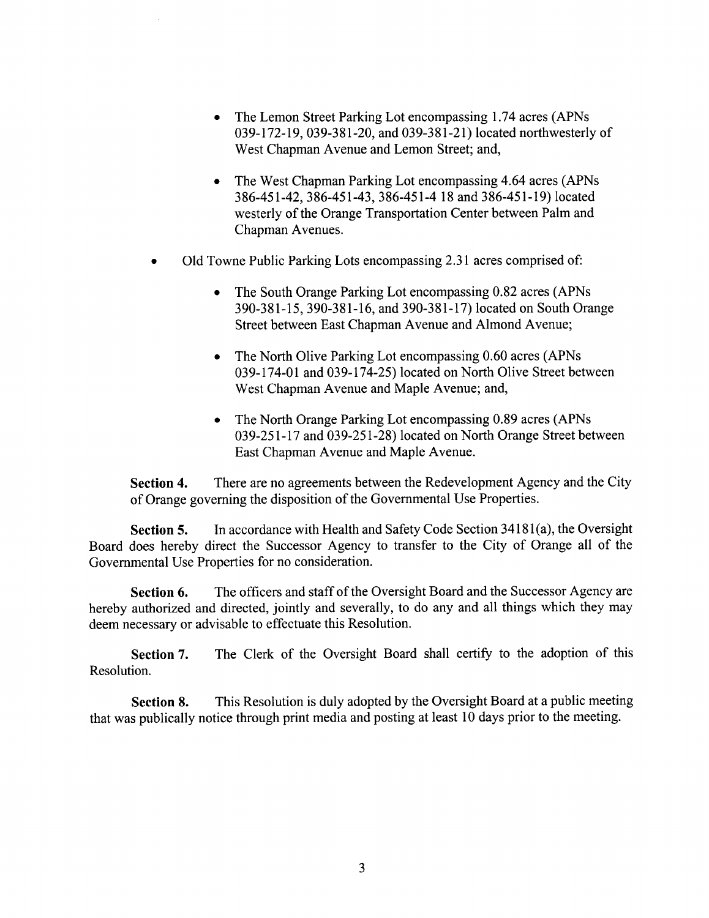- The Lemon Street Parking Lot encompassing 1.74 acres (APNs 039-172-19, 039-381-20, and 039-381-21) located northwesterly of West Chapman Avenue and Lemon Street; and,

- The West Chapman Parking Lot encompassing 4.64 acres (APNs 386-451-42, 386-451-43, 386-451-4 18 and 386-451-19) located westerly of the Orange Transportation Center between Palm and Chapman Avenues.

- Old Towne Public Parking Lots encompassing 2.31 acres comprised of:

  - The South Orange Parking Lot encompassing 0.82 acres (APNs 390-381-15, 390-381-16, and 390-381-17) located on South Orange Street between East Chapman Avenue and Almond Avenue;

  - The North Olive Parking Lot encompassing 0.60 acres (APNs 039-174-01 and 039-174-25) located on North Olive Street between West Chapman Avenue and Maple Avenue; and,

  - The North Orange Parking Lot encompassing 0.89 acres (APNs 039-251-17 and 039-251-28) located on North Orange Street between East Chapman Avenue and Maple Avenue.

**Section 4.** There are no agreements between the Redevelopment Agency and the City of Orange governing the disposition of the Governmental Use Properties.

**Section 5.** In accordance with Health and Safety Code Section 34181(a), the Oversight Board does hereby direct the Successor Agency to transfer to the City of Orange all of the Governmental Use Properties for no consideration.

**Section 6.** The officers and staff of the Oversight Board and the Successor Agency are hereby authorized and directed, jointly and severally, to do any and all things which they may deem necessary or advisable to effectuate this Resolution.

**Section 7.** The Clerk of the Oversight Board shall certify to the adoption of this Resolution.

**Section 8.** This Resolution is duly adopted by the Oversight Board at a public meeting that was publically notice through print media and posting at least 10 days prior to the meeting.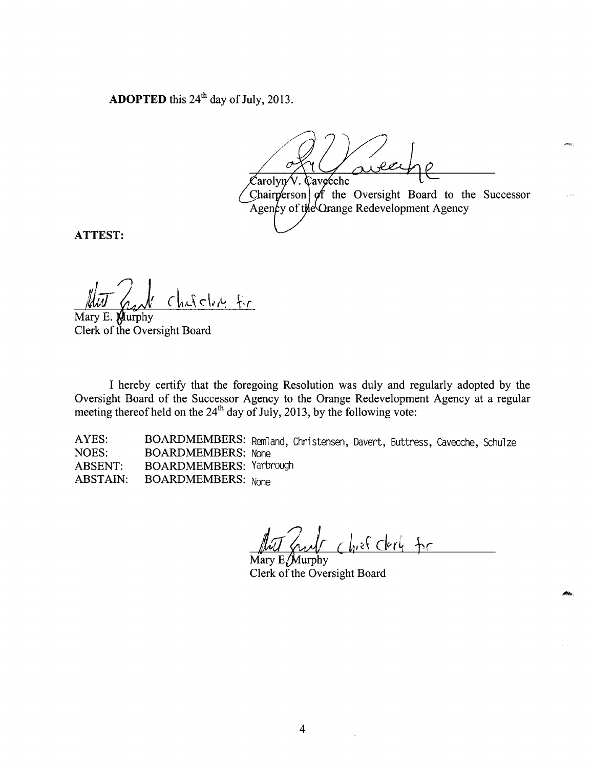**ADOPTED** this 24th day of July, 2013.

Carolyn V. Cavecche
Chairperson of the Oversight Board to the Successor Agency of the Orange Redevelopment Agency

**ATTEST:**

Mary E. Murphy
Clerk of the Oversight Board

I hereby certify that the foregoing Resolution was duly and regularly adopted by the Oversight Board of the Successor Agency to the Orange Redevelopment Agency at a regular meeting thereof held on the 24th day of July, 2013, by the following vote:

AYES: BOARDMEMBERS: Remland, Christensen, Davert, Buttress, Cavecche, Schulze
NOES: BOARDMEMBERS: None
ABSENT: BOARDMEMBERS: Yarbrough
ABSTAIN: BOARDMEMBERS: None

Mary E. Murphy
Clerk of the Oversight Board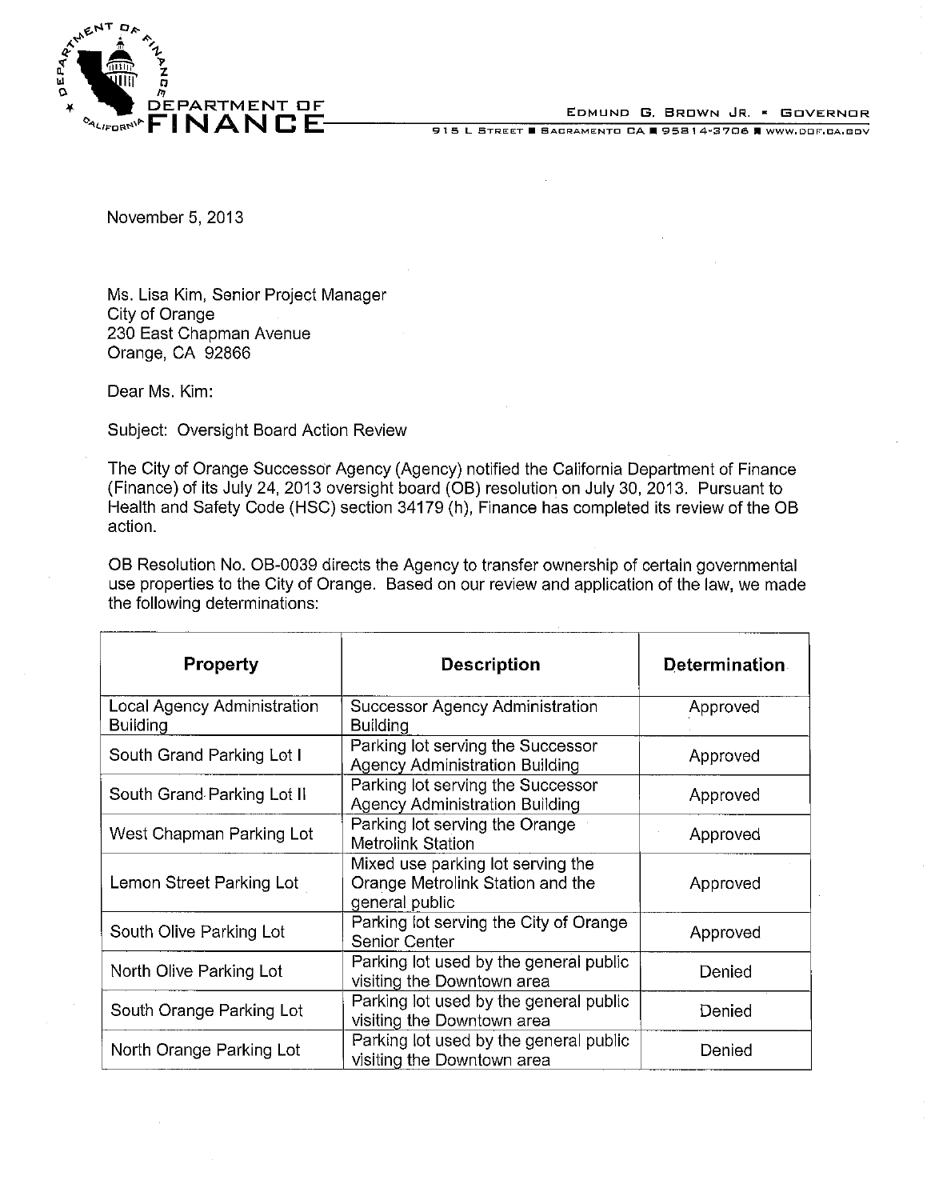DEPARTMENT OF FINANCE

EDMUND G. BROWN JR. ▪ GOVERNOR

915 L STREET ▪ SACRAMENTO CA ▪ 95814-3706 ▪ WWW.DOF.CA.GOV

November 5, 2013

Ms. Lisa Kim, Senior Project Manager
City of Orange
230 East Chapman Avenue
Orange, CA 92866

Dear Ms. Kim:

Subject: Oversight Board Action Review

The City of Orange Successor Agency (Agency) notified the California Department of Finance (Finance) of its July 24, 2013 oversight board (OB) resolution on July 30, 2013. Pursuant to Health and Safety Code (HSC) section 34179 (h), Finance has completed its review of the OB action.

OB Resolution No. OB-0039 directs the Agency to transfer ownership of certain governmental use properties to the City of Orange. Based on our review and application of the law, we made the following determinations:

| Property | Description | Determination |
|---|---|---|
| Local Agency Administration Building | Successor Agency Administration Building | Approved |
| South Grand Parking Lot I | Parking lot serving the Successor Agency Administration Building | Approved |
| South Grand Parking Lot II | Parking lot serving the Successor Agency Administration Building | Approved |
| West Chapman Parking Lot | Parking lot serving the Orange Metrolink Station | Approved |
| Lemon Street Parking Lot | Mixed use parking lot serving the Orange Metrolink Station and the general public | Approved |
| South Olive Parking Lot | Parking lot serving the City of Orange Senior Center | Approved |
| North Olive Parking Lot | Parking lot used by the general public visiting the Downtown area | Denied |
| South Orange Parking Lot | Parking lot used by the general public visiting the Downtown area | Denied |
| North Orange Parking Lot | Parking lot used by the general public visiting the Downtown area | Denied |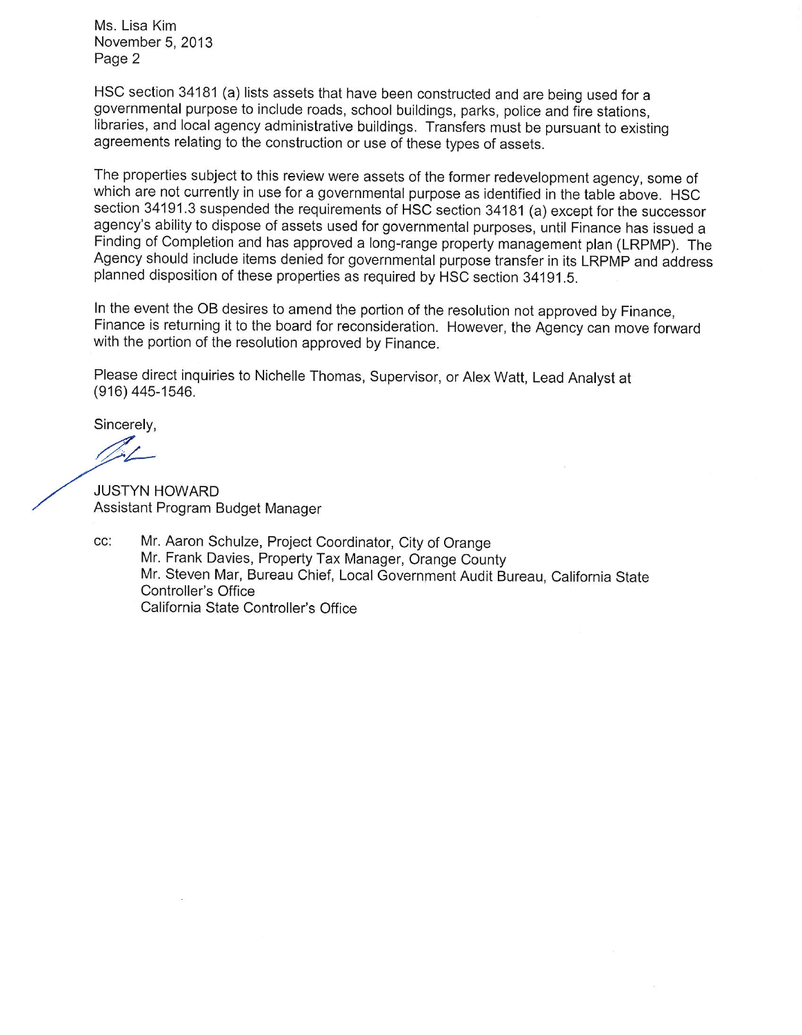Ms. Lisa Kim
November 5, 2013
Page 2

HSC section 34181 (a) lists assets that have been constructed and are being used for a governmental purpose to include roads, school buildings, parks, police and fire stations, libraries, and local agency administrative buildings. Transfers must be pursuant to existing agreements relating to the construction or use of these types of assets.

The properties subject to this review were assets of the former redevelopment agency, some of which are not currently in use for a governmental purpose as identified in the table above. HSC section 34191.3 suspended the requirements of HSC section 34181 (a) except for the successor agency's ability to dispose of assets used for governmental purposes, until Finance has issued a Finding of Completion and has approved a long-range property management plan (LRPMP). The Agency should include items denied for governmental purpose transfer in its LRPMP and address planned disposition of these properties as required by HSC section 34191.5.

In the event the OB desires to amend the portion of the resolution not approved by Finance, Finance is returning it to the board for reconsideration. However, the Agency can move forward with the portion of the resolution approved by Finance.

Please direct inquiries to Nichelle Thomas, Supervisor, or Alex Watt, Lead Analyst at (916) 445-1546.

Sincerely,

JUSTYN HOWARD
Assistant Program Budget Manager

cc: Mr. Aaron Schulze, Project Coordinator, City of Orange
Mr. Frank Davies, Property Tax Manager, Orange County
Mr. Steven Mar, Bureau Chief, Local Government Audit Bureau, California State Controller's Office
California State Controller's Office